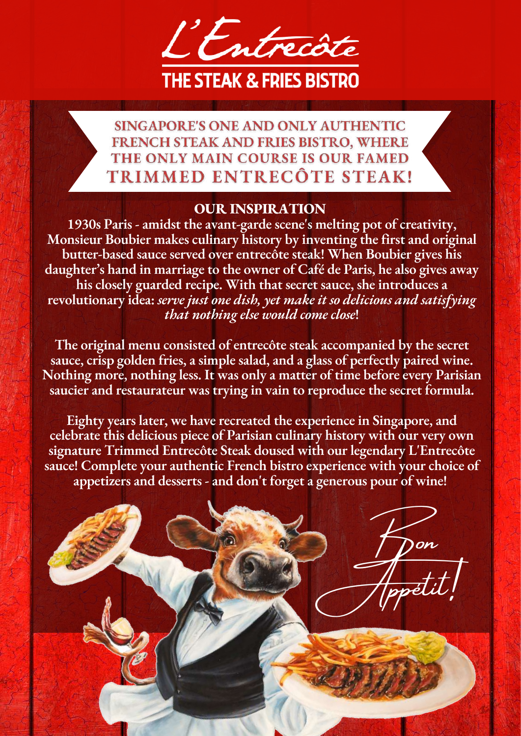# L'Entrecôte

## THE STEAK & FRIES BISTRO

**SINGAPORE'S ONE AND ONLY AUTHENTIC FRENCH STEAK AND FRIES BISTRO, WHERE THE ONLY MAIN COURSE IS OUR FAMED TRIMMED ENTRECÔTE STEAK!**

### OUR INSPIRATION

**1930s Paris - amidst the avant-garde scene's melting pot of creativity, Monsieur Boubier makes culinary history by inventing the first and original butter-based sauce served over entrecôte steak! When Boubier gives his daughter's hand in marriage to the owner of Café de Paris, he also gives away his closely guarded recipe. With that secret sauce, she introduces a revolutionary idea: *serve just one dish, yet make it so delicious and satisfying that nothing else would come close*!**

**The original menu consisted of entrecôte steak accompanied by the secret sauce, crisp golden fries, a simple salad, and a glass of perfectly paired wine. Nothing more, nothing less. It was only a matter of time before every Parisian saucier and restaurateur was trying in vain to reproduce the secret formula.**

**Eighty years later, we have recreated the experience in Singapore, and celebrate this delicious piece of Parisian culinary history with our very own signature Trimmed Entrecôte Steak doused with our legendary L'Entrecôte sauce! Complete your authentic French bistro experience with your choice of appetizers and desserts - and don't forget a generous pour of wine!**

Bon Appétit!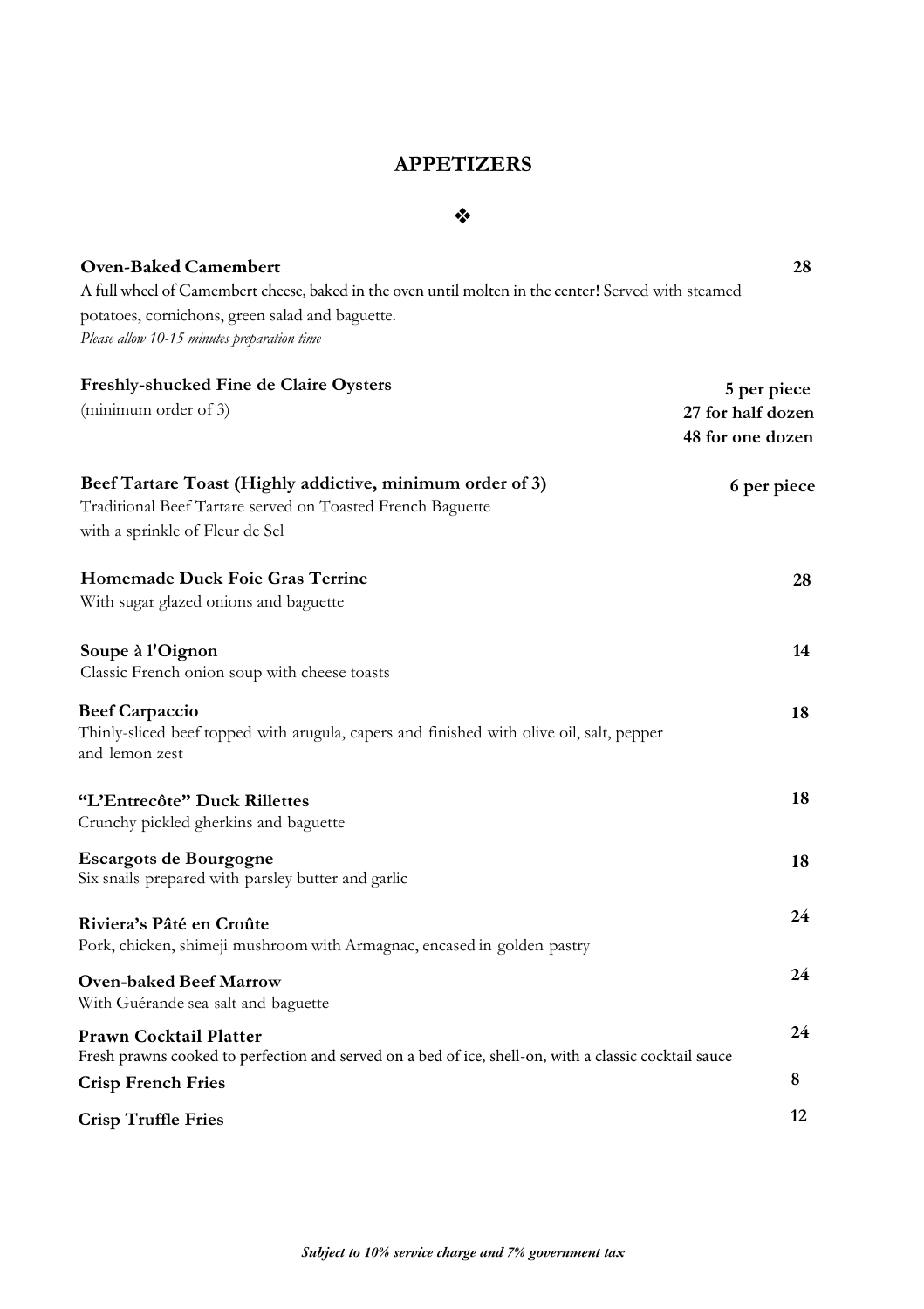# APPETIZERS

❖

**Oven-Baked Camembert** **28**
A full wheel of Camembert cheese, baked in the oven until molten in the center! Served with steamed potatoes, cornichons, green salad and baguette.
*Please allow 10-15 minutes preparation time*

**Freshly-shucked Fine de Claire Oysters**
(minimum order of 3)
**5 per piece**
**27 for half dozen**
**48 for one dozen**

**Beef Tartare Toast (Highly addictive, minimum order of 3)** **6 per piece**
Traditional Beef Tartare served on Toasted French Baguette
with a sprinkle of Fleur de Sel

**Homemade Duck Foie Gras Terrine** **28**
With sugar glazed onions and baguette

**Soupe à l'Oignon** **14**
Classic French onion soup with cheese toasts

**Beef Carpaccio** **18**
Thinly-sliced beef topped with arugula, capers and finished with olive oil, salt, pepper and lemon zest

**"L'Entrecôte" Duck Rillettes** **18**
Crunchy pickled gherkins and baguette

**Escargots de Bourgogne** **18**
Six snails prepared with parsley butter and garlic

**Riviera's Pâté en Croûte** **24**
Pork, chicken, shimeji mushroom with Armagnac, encased in golden pastry

**Oven-baked Beef Marrow** **24**
With Guérande sea salt and baguette

**Prawn Cocktail Platter** **24**
Fresh prawns cooked to perfection and served on a bed of ice, shell-on, with a classic cocktail sauce

**Crisp French Fries** **8**

**Crisp Truffle Fries** **12**

***Subject to 10% service charge and 7% government tax***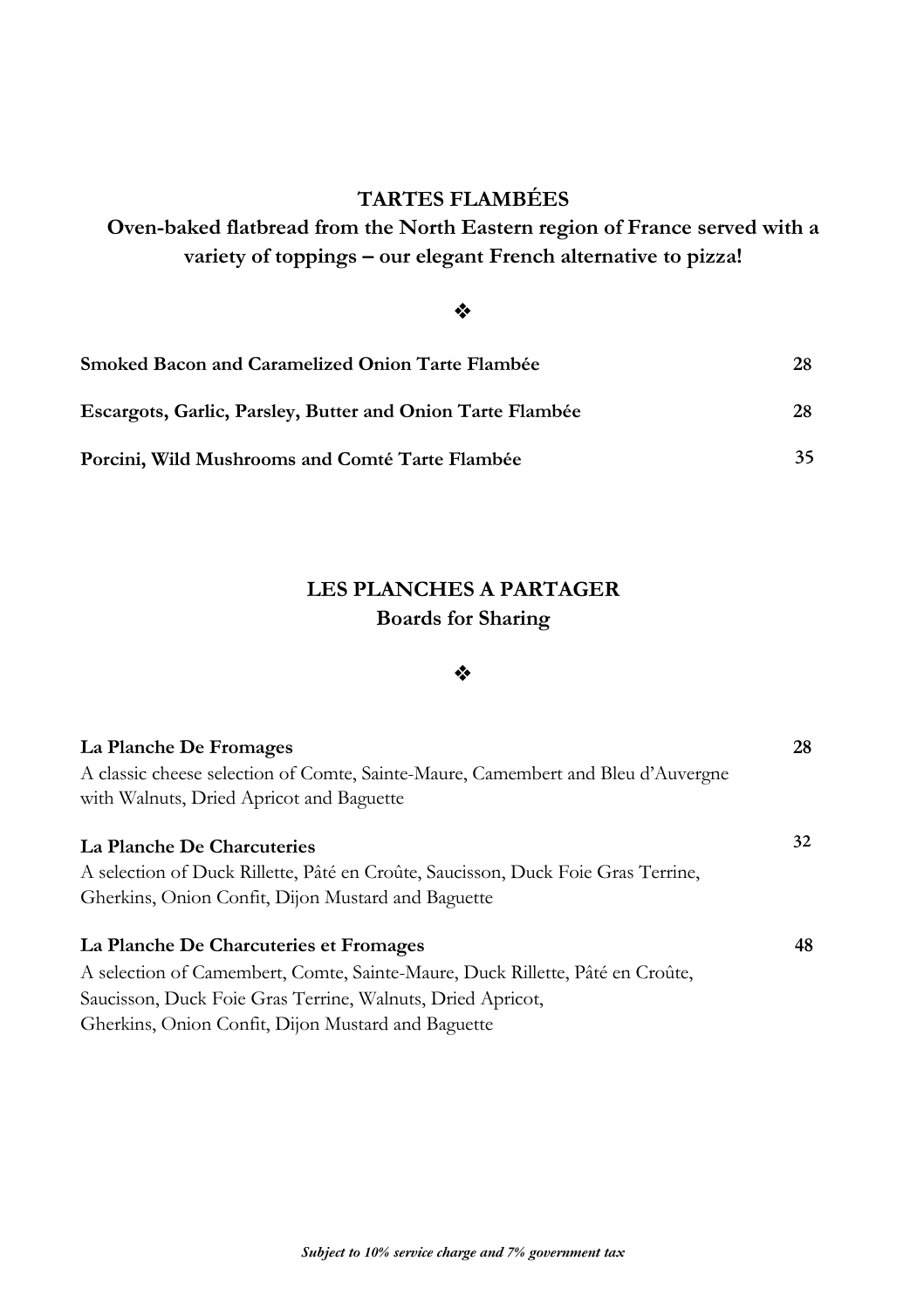## TARTES FLAMBÉES

**Oven-baked flatbread from the North Eastern region of France served with a variety of toppings – our elegant French alternative to pizza!**

❖

**Smoked Bacon and Caramelized Onion Tarte Flambée** **28**

**Escargots, Garlic, Parsley, Butter and Onion Tarte Flambée** **28**

**Porcini, Wild Mushrooms and Comté Tarte Flambée** **35**

## LES PLANCHES A PARTAGER

**Boards for Sharing**

❖

**La Planche De Fromages** **28**
A classic cheese selection of Comte, Sainte-Maure, Camembert and Bleu d'Auvergne with Walnuts, Dried Apricot and Baguette

**La Planche De Charcuteries** **32**
A selection of Duck Rillette, Pâté en Croûte, Saucisson, Duck Foie Gras Terrine, Gherkins, Onion Confit, Dijon Mustard and Baguette

**La Planche De Charcuteries et Fromages** **48**
A selection of Camembert, Comte, Sainte-Maure, Duck Rillette, Pâté en Croûte, Saucisson, Duck Foie Gras Terrine, Walnuts, Dried Apricot, Gherkins, Onion Confit, Dijon Mustard and Baguette

***Subject to 10% service charge and 7% government tax***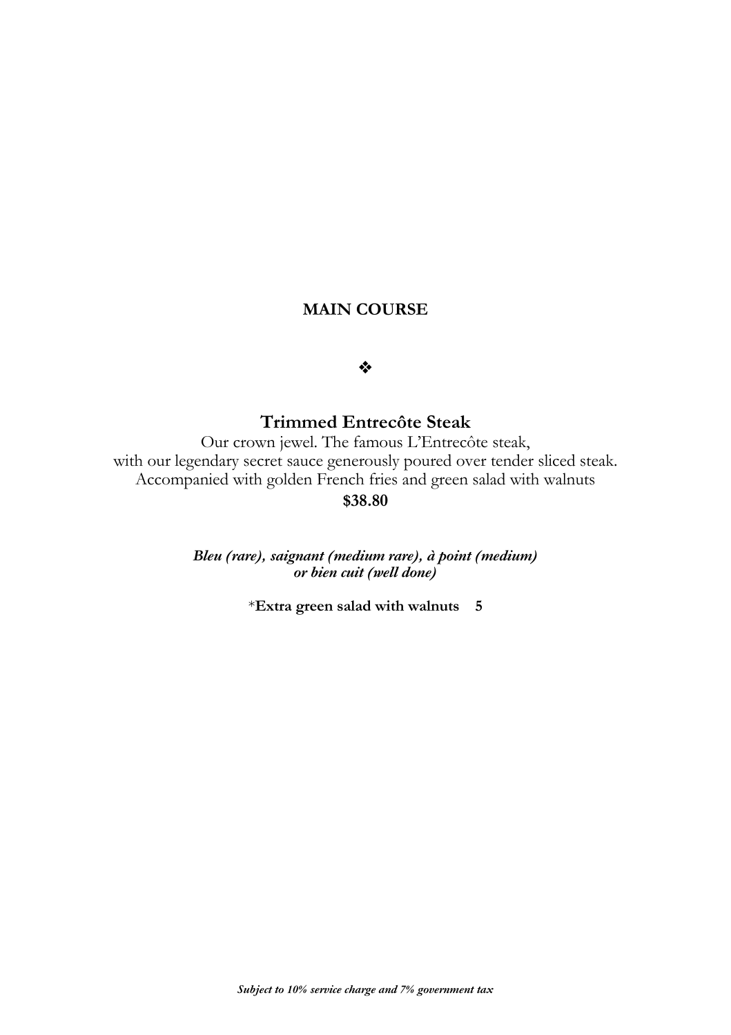## MAIN COURSE

❖

### Trimmed Entrecôte Steak

Our crown jewel. The famous L'Entrecôte steak,
with our legendary secret sauce generously poured over tender sliced steak.
Accompanied with golden French fries and green salad with walnuts

**$38.80**

***Bleu (rare), saignant (medium rare), à point (medium) or bien cuit (well done)***

*__Extra green salad with walnuts 5__

***Subject to 10% service charge and 7% government tax***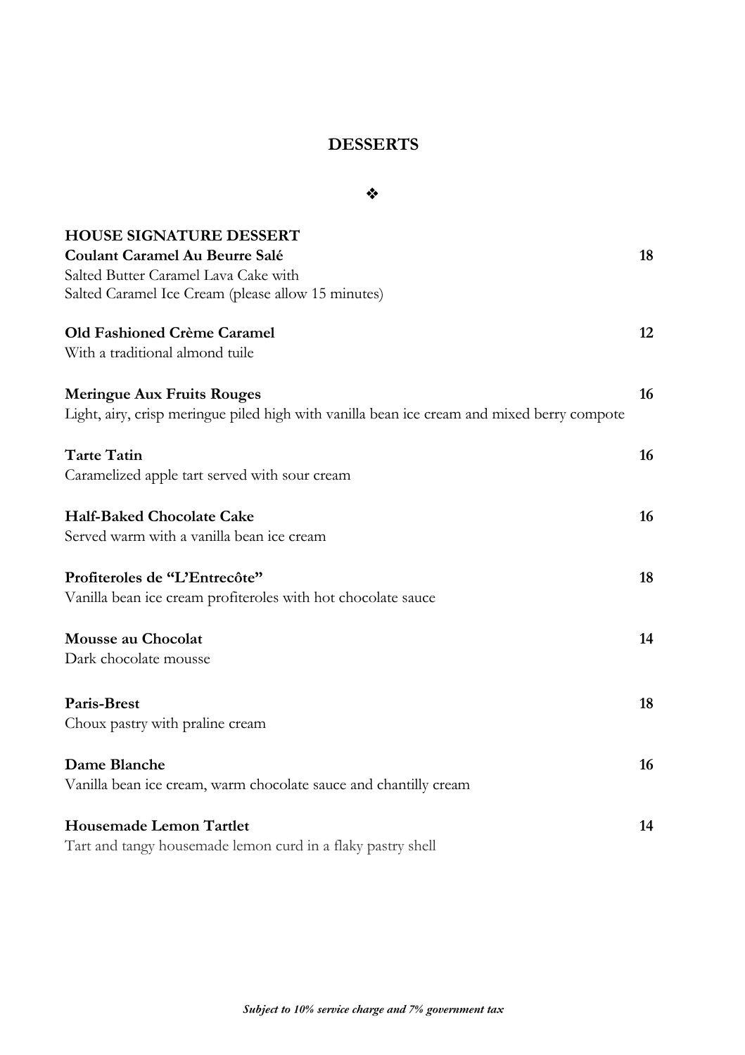## DESSERTS

❖

**HOUSE SIGNATURE DESSERT**

**Coulant Caramel Au Beurre Salé** **18**
Salted Butter Caramel Lava Cake with
Salted Caramel Ice Cream (please allow 15 minutes)

**Old Fashioned Crème Caramel** **12**
With a traditional almond tuile

**Meringue Aux Fruits Rouges** **16**
Light, airy, crisp meringue piled high with vanilla bean ice cream and mixed berry compote

**Tarte Tatin** **16**
Caramelized apple tart served with sour cream

**Half-Baked Chocolate Cake** **16**
Served warm with a vanilla bean ice cream

**Profiteroles de "L'Entrecôte"** **18**
Vanilla bean ice cream profiteroles with hot chocolate sauce

**Mousse au Chocolat** **14**
Dark chocolate mousse

**Paris-Brest** **18**
Choux pastry with praline cream

**Dame Blanche** **16**
Vanilla bean ice cream, warm chocolate sauce and chantilly cream

**Housemade Lemon Tartlet** **14**
Tart and tangy housemade lemon curd in a flaky pastry shell

***Subject to 10% service charge and 7% government tax***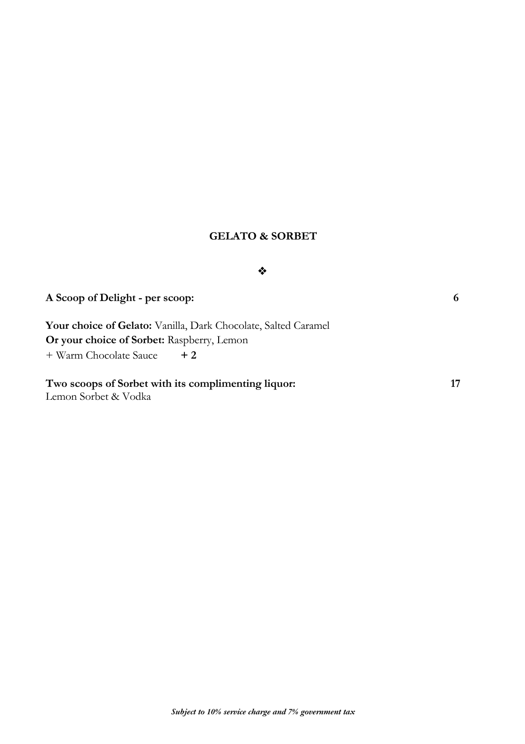## GELATO & SORBET

❖

**A Scoop of Delight - per scoop:** **6**

**Your choice of Gelato:** Vanilla, Dark Chocolate, Salted Caramel
**Or your choice of Sorbet:** Raspberry, Lemon
+ Warm Chocolate Sauce **+ 2**

**Two scoops of Sorbet with its complimenting liquor:** **17**
Lemon Sorbet & Vodka

***Subject to 10% service charge and 7% government tax***